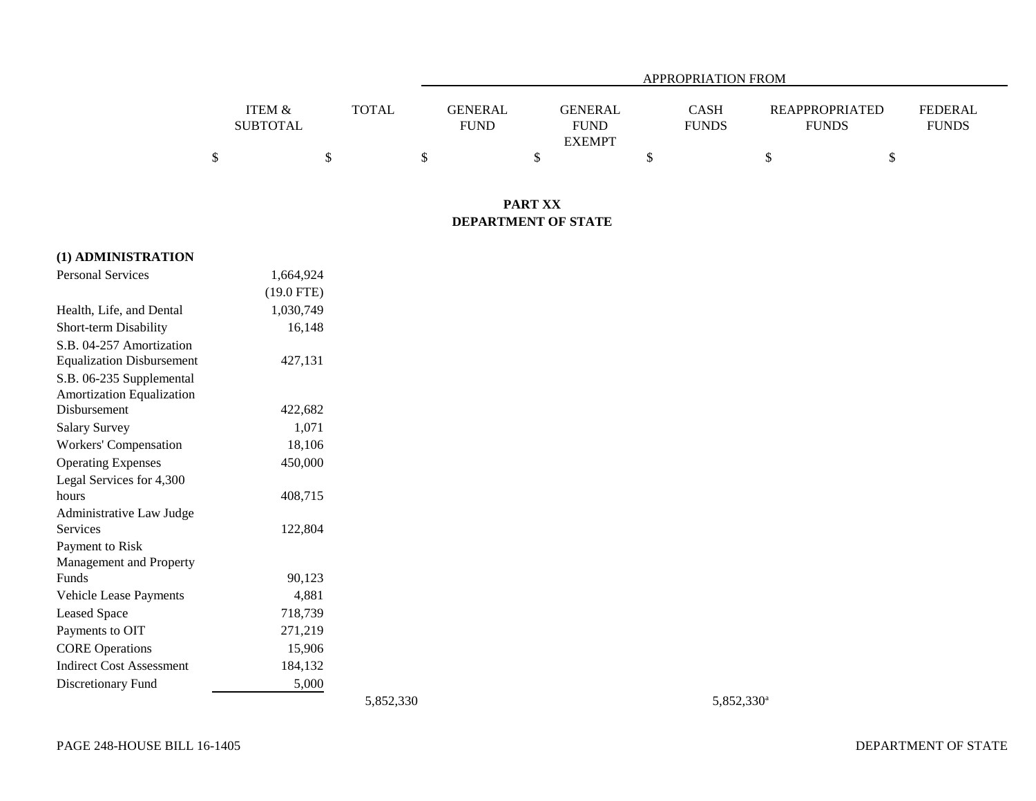| | ITEM & SUBTOTAL | TOTAL | APPROPRIATION FROM GENERAL FUND | GENERAL FUND EXEMPT | CASH FUNDS | REAPPROPRIATED FUNDS | FEDERAL FUNDS |
|---|---|---|---|---|---|---|---|
| | $ | $ | $ | $ | $ | $ | $ |

## PART XX
## DEPARTMENT OF STATE

| | ITEM & SUBTOTAL | TOTAL | GENERAL FUND | GENERAL FUND EXEMPT | CASH FUNDS | REAPPROPRIATED FUNDS | FEDERAL FUNDS |
|---|---|---|---|---|---|---|---|
| **(1) ADMINISTRATION** | | | | | | | |
| Personal Services | 1,664,924 | | | | | | |
| | (19.0 FTE) | | | | | | |
| Health, Life, and Dental | 1,030,749 | | | | | | |
| Short-term Disability | 16,148 | | | | | | |
| S.B. 04-257 Amortization Equalization Disbursement | 427,131 | | | | | | |
| S.B. 06-235 Supplemental Amortization Equalization Disbursement | 422,682 | | | | | | |
| Salary Survey | 1,071 | | | | | | |
| Workers' Compensation | 18,106 | | | | | | |
| Operating Expenses | 450,000 | | | | | | |
| Legal Services for 4,300 hours | 408,715 | | | | | | |
| Administrative Law Judge Services | 122,804 | | | | | | |
| Payment to Risk Management and Property Funds | 90,123 | | | | | | |
| Vehicle Lease Payments | 4,881 | | | | | | |
| Leased Space | 718,739 | | | | | | |
| Payments to OIT | 271,219 | | | | | | |
| CORE Operations | 15,906 | | | | | | |
| Indirect Cost Assessment | 184,132 | | | | | | |
| Discretionary Fund | 5,000 | | | | | | |
| | | 5,852,330 | | | 5,852,330[a] | | |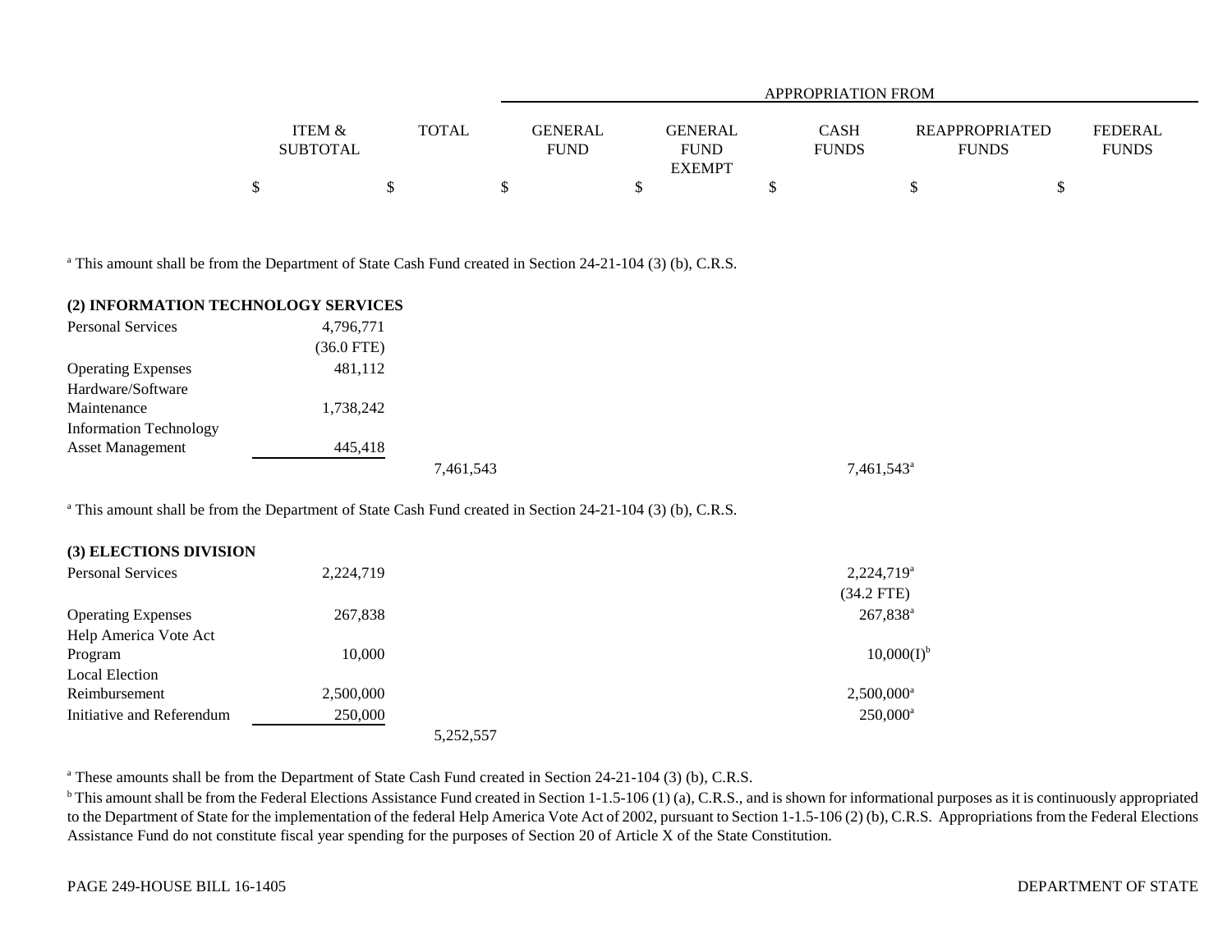| | ITEM & SUBTOTAL | TOTAL | APPROPRIATION FROM | | | | |
|---|---|---|---|---|---|---|---|
| | | | GENERAL FUND | GENERAL FUND EXEMPT | CASH FUNDS | REAPPROPRIATED FUNDS | FEDERAL FUNDS |
| | $ | $ | $ | $ | $ | $ | $ |

[a] This amount shall be from the Department of State Cash Fund created in Section 24-21-104 (3) (b), C.R.S.

| | ITEM & SUBTOTAL | TOTAL | GENERAL FUND | GENERAL FUND EXEMPT | CASH FUNDS | REAPPROPRIATED FUNDS | FEDERAL FUNDS |
|---|---|---|---|---|---|---|---|
| **(2) INFORMATION TECHNOLOGY SERVICES** | | | | | | | |
| Personal Services | 4,796,771 | | | | | | |
| | (36.0 FTE) | | | | | | |
| Operating Expenses | 481,112 | | | | | | |
| Hardware/Software Maintenance | 1,738,242 | | | | | | |
| Information Technology Asset Management | 445,418 | | | | | | |
| | | 7,461,543 | | | 7,461,543[a] | | |

[a] This amount shall be from the Department of State Cash Fund created in Section 24-21-104 (3) (b), C.R.S.

| | ITEM & SUBTOTAL | TOTAL | GENERAL FUND | GENERAL FUND EXEMPT | CASH FUNDS | REAPPROPRIATED FUNDS | FEDERAL FUNDS |
|---|---|---|---|---|---|---|---|
| **(3) ELECTIONS DIVISION** | | | | | | | |
| Personal Services | 2,224,719 | | | | 2,224,719[a] | | |
| | | | | | (34.2 FTE) | | |
| Operating Expenses | 267,838 | | | | 267,838[a] | | |
| Help America Vote Act Program | 10,000 | | | | 10,000(I)[b] | | |
| Local Election Reimbursement | 2,500,000 | | | | 2,500,000[a] | | |
| Initiative and Referendum | 250,000 | | | | 250,000[a] | | |
| | | 5,252,557 | | | | | |

[a] These amounts shall be from the Department of State Cash Fund created in Section 24-21-104 (3) (b), C.R.S.

[b] This amount shall be from the Federal Elections Assistance Fund created in Section 1-1.5-106 (1) (a), C.R.S., and is shown for informational purposes as it is continuously appropriated to the Department of State for the implementation of the federal Help America Vote Act of 2002, pursuant to Section 1-1.5-106 (2) (b), C.R.S. Appropriations from the Federal Elections Assistance Fund do not constitute fiscal year spending for the purposes of Section 20 of Article X of the State Constitution.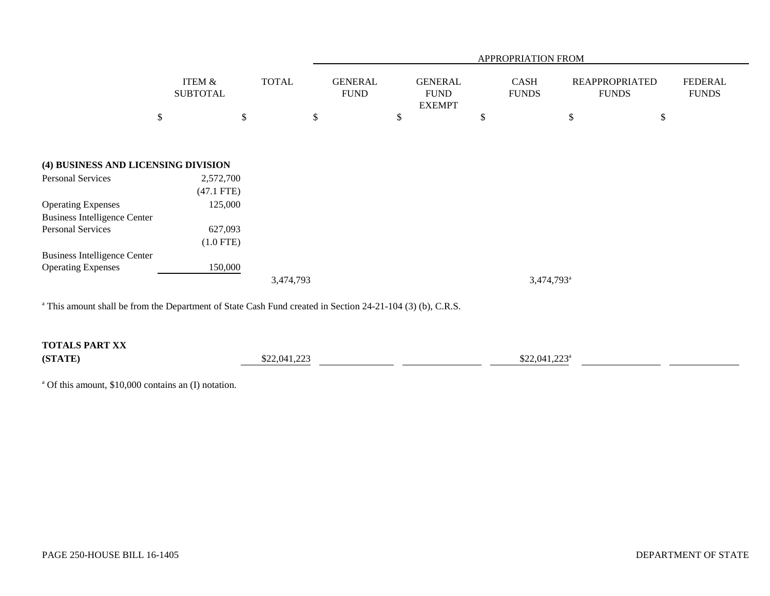| | ITEM & SUBTOTAL | TOTAL | APPROPRIATION FROM | | | | |
|---|---|---|---|---|---|---|---|
| | | | GENERAL FUND | GENERAL FUND EXEMPT | CASH FUNDS | REAPPROPRIATED FUNDS | FEDERAL FUNDS |
| | $ | $ | $ | $ | $ | $ | $ |
| **(4) BUSINESS AND LICENSING DIVISION** | | | | | | | |
| Personal Services | 2,572,700 | | | | | | |
| | (47.1 FTE) | | | | | | |
| Operating Expenses | 125,000 | | | | | | |
| Business Intelligence Center Personal Services | 627,093 | | | | | | |
| | (1.0 FTE) | | | | | | |
| Business Intelligence Center Operating Expenses | 150,000 | | | | | | |
| | | 3,474,793 | | | 3,474,793[a] | | |

[a] This amount shall be from the Department of State Cash Fund created in Section 24-21-104 (3) (b), C.R.S.

| | TOTAL | GENERAL FUND | GENERAL FUND EXEMPT | CASH FUNDS | REAPPROPRIATED FUNDS | FEDERAL FUNDS |
|---|---|---|---|---|---|---|
| **TOTALS PART XX (STATE)** | $22,041,223 | | | $22,041,223[a] | | |

[a] Of this amount, $10,000 contains an (I) notation.